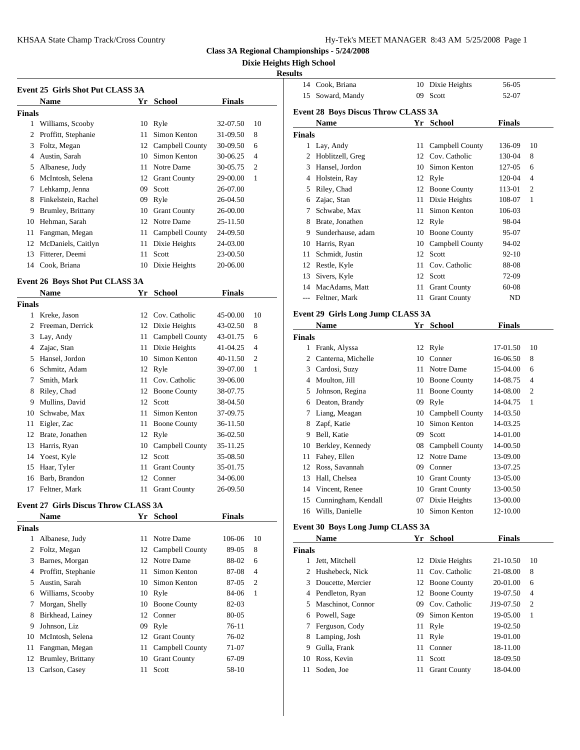# Class 3A Regional Championships - 5/24/2008

## Dixie Heights High School

### Results

#### Event 25 Girls Shot Put CLASS 3A

| | Name | Yr | School | Finals | |
|---|---|---|---|---|---|
| **Finals** | | | | | |
| 1 | Williams, Scooby | 10 | Ryle | 32-07.50 | 10 |
| 2 | Proffitt, Stephanie | 11 | Simon Kenton | 31-09.50 | 8 |
| 3 | Foltz, Megan | 12 | Campbell County | 30-09.50 | 6 |
| 4 | Austin, Sarah | 10 | Simon Kenton | 30-06.25 | 4 |
| 5 | Albanese, Judy | 11 | Notre Dame | 30-05.75 | 2 |
| 6 | McIntosh, Selena | 12 | Grant County | 29-00.00 | 1 |
| 7 | Lehkamp, Jenna | 09 | Scott | 26-07.00 | |
| 8 | Finkelstein, Rachel | 09 | Ryle | 26-04.50 | |
| 9 | Brumley, Brittany | 10 | Grant County | 26-00.00 | |
| 10 | Hehman, Sarah | 12 | Notre Dame | 25-11.50 | |
| 11 | Fangman, Megan | 11 | Campbell County | 24-09.50 | |
| 12 | McDaniels, Caitlyn | 11 | Dixie Heights | 24-03.00 | |
| 13 | Fitterer, Deemi | 11 | Scott | 23-00.50 | |
| 14 | Cook, Briana | 10 | Dixie Heights | 20-06.00 | |

#### Event 26 Boys Shot Put CLASS 3A

| | Name | Yr | School | Finals | |
|---|---|---|---|---|---|
| **Finals** | | | | | |
| 1 | Kreke, Jason | 12 | Cov. Catholic | 45-00.00 | 10 |
| 2 | Freeman, Derrick | 12 | Dixie Heights | 43-02.50 | 8 |
| 3 | Lay, Andy | 11 | Campbell County | 43-01.75 | 6 |
| 4 | Zajac, Stan | 11 | Dixie Heights | 41-04.25 | 4 |
| 5 | Hansel, Jordon | 10 | Simon Kenton | 40-11.50 | 2 |
| 6 | Schmitz, Adam | 12 | Ryle | 39-07.00 | 1 |
| 7 | Smith, Mark | 11 | Cov. Catholic | 39-06.00 | |
| 8 | Riley, Chad | 12 | Boone County | 38-07.75 | |
| 9 | Mullins, David | 12 | Scott | 38-04.50 | |
| 10 | Schwabe, Max | 11 | Simon Kenton | 37-09.75 | |
| 11 | Eigler, Zac | 11 | Boone County | 36-11.50 | |
| 12 | Brate, Jonathen | 12 | Ryle | 36-02.50 | |
| 13 | Harris, Ryan | 10 | Campbell County | 35-11.25 | |
| 14 | Yoest, Kyle | 12 | Scott | 35-08.50 | |
| 15 | Haar, Tyler | 11 | Grant County | 35-01.75 | |
| 16 | Barb, Brandon | 12 | Conner | 34-06.00 | |
| 17 | Feltner, Mark | 11 | Grant County | 26-09.50 | |

#### Event 27 Girls Discus Throw CLASS 3A

| | Name | Yr | School | Finals | |
|---|---|---|---|---|---|
| **Finals** | | | | | |
| 1 | Albanese, Judy | 11 | Notre Dame | 106-06 | 10 |
| 2 | Foltz, Megan | 12 | Campbell County | 89-05 | 8 |
| 3 | Barnes, Morgan | 12 | Notre Dame | 88-02 | 6 |
| 4 | Proffitt, Stephanie | 11 | Simon Kenton | 87-08 | 4 |
| 5 | Austin, Sarah | 10 | Simon Kenton | 87-05 | 2 |
| 6 | Williams, Scooby | 10 | Ryle | 84-06 | 1 |
| 7 | Morgan, Shelly | 10 | Boone County | 82-03 | |
| 8 | Birkhead, Lainey | 12 | Conner | 80-05 | |
| 9 | Johnson, Liz | 09 | Ryle | 76-11 | |
| 10 | McIntosh, Selena | 12 | Grant County | 76-02 | |
| 11 | Fangman, Megan | 11 | Campbell County | 71-07 | |
| 12 | Brumley, Brittany | 10 | Grant County | 67-09 | |
| 13 | Carlson, Casey | 11 | Scott | 58-10 | |
| 14 | Cook, Briana | 10 | Dixie Heights | 56-05 | |
| 15 | Soward, Mandy | 09 | Scott | 52-07 | |

#### Event 28 Boys Discus Throw CLASS 3A

| | Name | Yr | School | Finals | |
|---|---|---|---|---|---|
| **Finals** | | | | | |
| 1 | Lay, Andy | 11 | Campbell County | 136-09 | 10 |
| 2 | Hoblitzell, Greg | 12 | Cov. Catholic | 130-04 | 8 |
| 3 | Hansel, Jordon | 10 | Simon Kenton | 127-05 | 6 |
| 4 | Holstein, Ray | 12 | Ryle | 120-04 | 4 |
| 5 | Riley, Chad | 12 | Boone County | 113-01 | 2 |
| 6 | Zajac, Stan | 11 | Dixie Heights | 108-07 | 1 |
| 7 | Schwabe, Max | 11 | Simon Kenton | 106-03 | |
| 8 | Brate, Jonathen | 12 | Ryle | 98-04 | |
| 9 | Sunderhause, adam | 10 | Boone County | 95-07 | |
| 10 | Harris, Ryan | 10 | Campbell County | 94-02 | |
| 11 | Schmidt, Justin | 12 | Scott | 92-10 | |
| 12 | Restle, Kyle | 11 | Cov. Catholic | 88-08 | |
| 13 | Sivers, Kyle | 12 | Scott | 72-09 | |
| 14 | MacAdams, Matt | 11 | Grant County | 60-08 | |
| --- | Feltner, Mark | 11 | Grant County | ND | |

#### Event 29 Girls Long Jump CLASS 3A

| | Name | Yr | School | Finals | |
|---|---|---|---|---|---|
| **Finals** | | | | | |
| 1 | Frank, Alyssa | 12 | Ryle | 17-01.50 | 10 |
| 2 | Canterna, Michelle | 10 | Conner | 16-06.50 | 8 |
| 3 | Cardosi, Suzy | 11 | Notre Dame | 15-04.00 | 6 |
| 4 | Moulton, Jill | 10 | Boone County | 14-08.75 | 4 |
| 5 | Johnson, Regina | 11 | Boone County | 14-08.00 | 2 |
| 6 | Deaton, Brandy | 09 | Ryle | 14-04.75 | 1 |
| 7 | Liang, Meagan | 10 | Campbell County | 14-03.50 | |
| 8 | Zapf, Katie | 10 | Simon Kenton | 14-03.25 | |
| 9 | Bell, Katie | 09 | Scott | 14-01.00 | |
| 10 | Berkley, Kennedy | 08 | Campbell County | 14-00.50 | |
| 11 | Fahey, Ellen | 12 | Notre Dame | 13-09.00 | |
| 12 | Ross, Savannah | 09 | Conner | 13-07.25 | |
| 13 | Hall, Chelsea | 10 | Grant County | 13-05.00 | |
| 14 | Vincent, Renee | 10 | Grant County | 13-00.50 | |
| 15 | Cunningham, Kendall | 07 | Dixie Heights | 13-00.00 | |
| 16 | Wills, Danielle | 10 | Simon Kenton | 12-10.00 | |

#### Event 30 Boys Long Jump CLASS 3A

| | Name | Yr | School | Finals | |
|---|---|---|---|---|---|
| **Finals** | | | | | |
| 1 | Jett, Mitchell | 12 | Dixie Heights | 21-10.50 | 10 |
| 2 | Hushebeck, Nick | 11 | Cov. Catholic | 21-08.00 | 8 |
| 3 | Doucette, Mercier | 12 | Boone County | 20-01.00 | 6 |
| 4 | Pendleton, Ryan | 12 | Boone County | 19-07.50 | 4 |
| 5 | Maschinot, Connor | 09 | Cov. Catholic | J19-07.50 | 2 |
| 6 | Powell, Sage | 09 | Simon Kenton | 19-05.00 | 1 |
| 7 | Ferguson, Cody | 11 | Ryle | 19-02.50 | |
| 8 | Lamping, Josh | 11 | Ryle | 19-01.00 | |
| 9 | Gulla, Frank | 11 | Conner | 18-11.00 | |
| 10 | Ross, Kevin | 11 | Scott | 18-09.50 | |
| 11 | Soden, Joe | 11 | Grant County | 18-04.00 | |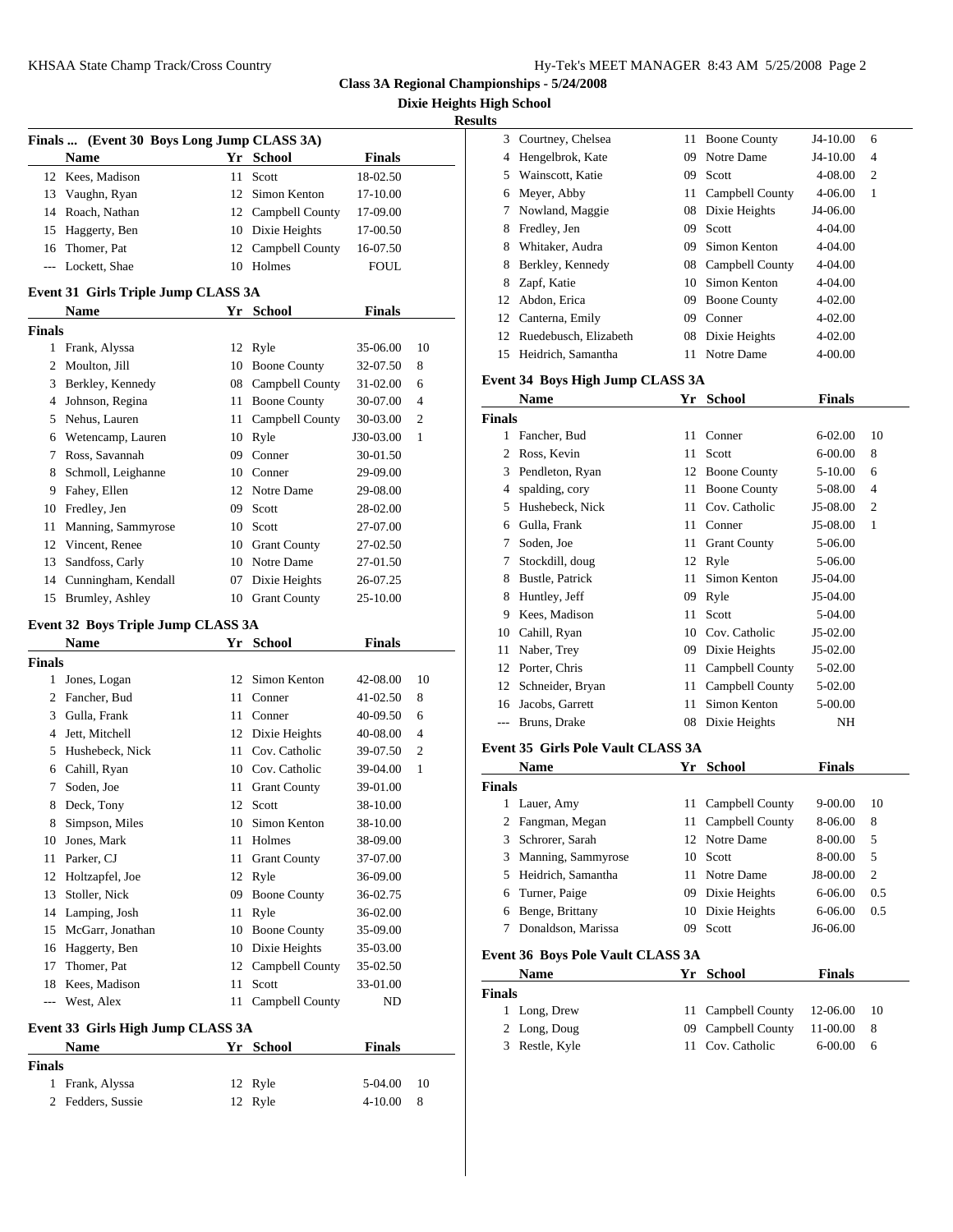## Class 3A Regional Championships - 5/24/2008

### Dixie Heights High School

### Results

**Finals ... (Event 30 Boys Long Jump CLASS 3A)**

| | Name | Yr | School | Finals | |
|---|---|---|---|---|---|
| 12 | Kees, Madison | 11 | Scott | 18-02.50 | |
| 13 | Vaughn, Ryan | 12 | Simon Kenton | 17-10.00 | |
| 14 | Roach, Nathan | 12 | Campbell County | 17-09.00 | |
| 15 | Haggerty, Ben | 10 | Dixie Heights | 17-00.50 | |
| 16 | Thomer, Pat | 12 | Campbell County | 16-07.50 | |
| --- | Lockett, Shae | 10 | Holmes | FOUL | |

**Event 31 Girls Triple Jump CLASS 3A**

| | Name | Yr | School | Finals | |
|---|---|---|---|---|---|
| **Finals** | | | | | |
| 1 | Frank, Alyssa | 12 | Ryle | 35-06.00 | 10 |
| 2 | Moulton, Jill | 10 | Boone County | 32-07.50 | 8 |
| 3 | Berkley, Kennedy | 08 | Campbell County | 31-02.00 | 6 |
| 4 | Johnson, Regina | 11 | Boone County | 30-07.00 | 4 |
| 5 | Nehus, Lauren | 11 | Campbell County | 30-03.00 | 2 |
| 6 | Wetencamp, Lauren | 10 | Ryle | J30-03.00 | 1 |
| 7 | Ross, Savannah | 09 | Conner | 30-01.50 | |
| 8 | Schmoll, Leighanne | 10 | Conner | 29-09.00 | |
| 9 | Fahey, Ellen | 12 | Notre Dame | 29-08.00 | |
| 10 | Fredley, Jen | 09 | Scott | 28-02.00 | |
| 11 | Manning, Sammyrose | 10 | Scott | 27-07.00 | |
| 12 | Vincent, Renee | 10 | Grant County | 27-02.50 | |
| 13 | Sandfoss, Carly | 10 | Notre Dame | 27-01.50 | |
| 14 | Cunningham, Kendall | 07 | Dixie Heights | 26-07.25 | |
| 15 | Brumley, Ashley | 10 | Grant County | 25-10.00 | |

**Event 32 Boys Triple Jump CLASS 3A**

| | Name | Yr | School | Finals | |
|---|---|---|---|---|---|
| **Finals** | | | | | |
| 1 | Jones, Logan | 12 | Simon Kenton | 42-08.00 | 10 |
| 2 | Fancher, Bud | 11 | Conner | 41-02.50 | 8 |
| 3 | Gulla, Frank | 11 | Conner | 40-09.50 | 6 |
| 4 | Jett, Mitchell | 12 | Dixie Heights | 40-08.00 | 4 |
| 5 | Hushebeck, Nick | 11 | Cov. Catholic | 39-07.50 | 2 |
| 6 | Cahill, Ryan | 10 | Cov. Catholic | 39-04.00 | 1 |
| 7 | Soden, Joe | 11 | Grant County | 39-01.00 | |
| 8 | Deck, Tony | 12 | Scott | 38-10.00 | |
| 8 | Simpson, Miles | 10 | Simon Kenton | 38-10.00 | |
| 10 | Jones, Mark | 11 | Holmes | 38-09.00 | |
| 11 | Parker, CJ | 11 | Grant County | 37-07.00 | |
| 12 | Holtzapfel, Joe | 12 | Ryle | 36-09.00 | |
| 13 | Stoller, Nick | 09 | Boone County | 36-02.75 | |
| 14 | Lamping, Josh | 11 | Ryle | 36-02.00 | |
| 15 | McGarr, Jonathan | 10 | Boone County | 35-09.00 | |
| 16 | Haggerty, Ben | 10 | Dixie Heights | 35-03.00 | |
| 17 | Thomer, Pat | 12 | Campbell County | 35-02.50 | |
| 18 | Kees, Madison | 11 | Scott | 33-01.00 | |
| --- | West, Alex | 11 | Campbell County | ND | |

**Event 33 Girls High Jump CLASS 3A**

| | Name | Yr | School | Finals | |
|---|---|---|---|---|---|
| **Finals** | | | | | |
| 1 | Frank, Alyssa | 12 | Ryle | 5-04.00 | 10 |
| 2 | Fedders, Sussie | 12 | Ryle | 4-10.00 | 8 |
| 3 | Courtney, Chelsea | 11 | Boone County | J4-10.00 | 6 |
| 4 | Hengelbrok, Kate | 09 | Notre Dame | J4-10.00 | 4 |
| 5 | Wainscott, Katie | 09 | Scott | 4-08.00 | 2 |
| 6 | Meyer, Abby | 11 | Campbell County | 4-06.00 | 1 |
| 7 | Nowland, Maggie | 08 | Dixie Heights | J4-06.00 | |
| 8 | Fredley, Jen | 09 | Scott | 4-04.00 | |
| 8 | Whitaker, Audra | 09 | Simon Kenton | 4-04.00 | |
| 8 | Berkley, Kennedy | 08 | Campbell County | 4-04.00 | |
| 8 | Zapf, Katie | 10 | Simon Kenton | 4-04.00 | |
| 12 | Abdon, Erica | 09 | Boone County | 4-02.00 | |
| 12 | Canterna, Emily | 09 | Conner | 4-02.00 | |
| 12 | Ruedebusch, Elizabeth | 08 | Dixie Heights | 4-02.00 | |
| 15 | Heidrich, Samantha | 11 | Notre Dame | 4-00.00 | |

**Event 34 Boys High Jump CLASS 3A**

| | Name | Yr | School | Finals | |
|---|---|---|---|---|---|
| **Finals** | | | | | |
| 1 | Fancher, Bud | 11 | Conner | 6-02.00 | 10 |
| 2 | Ross, Kevin | 11 | Scott | 6-00.00 | 8 |
| 3 | Pendleton, Ryan | 12 | Boone County | 5-10.00 | 6 |
| 4 | spalding, cory | 11 | Boone County | 5-08.00 | 4 |
| 5 | Hushebeck, Nick | 11 | Cov. Catholic | J5-08.00 | 2 |
| 6 | Gulla, Frank | 11 | Conner | J5-08.00 | 1 |
| 7 | Soden, Joe | 11 | Grant County | 5-06.00 | |
| 7 | Stockdill, doug | 12 | Ryle | 5-06.00 | |
| 8 | Bustle, Patrick | 11 | Simon Kenton | J5-04.00 | |
| 8 | Huntley, Jeff | 09 | Ryle | J5-04.00 | |
| 9 | Kees, Madison | 11 | Scott | 5-04.00 | |
| 10 | Cahill, Ryan | 10 | Cov. Catholic | J5-02.00 | |
| 11 | Naber, Trey | 09 | Dixie Heights | J5-02.00 | |
| 12 | Porter, Chris | 11 | Campbell County | 5-02.00 | |
| 12 | Schneider, Bryan | 11 | Campbell County | 5-02.00 | |
| 16 | Jacobs, Garrett | 11 | Simon Kenton | 5-00.00 | |
| --- | Bruns, Drake | 08 | Dixie Heights | NH | |

**Event 35 Girls Pole Vault CLASS 3A**

| | Name | Yr | School | Finals | |
|---|---|---|---|---|---|
| **Finals** | | | | | |
| 1 | Lauer, Amy | 11 | Campbell County | 9-00.00 | 10 |
| 2 | Fangman, Megan | 11 | Campbell County | 8-06.00 | 8 |
| 3 | Schrorer, Sarah | 12 | Notre Dame | 8-00.00 | 5 |
| 3 | Manning, Sammyrose | 10 | Scott | 8-00.00 | 5 |
| 5 | Heidrich, Samantha | 11 | Notre Dame | J8-00.00 | 2 |
| 6 | Turner, Paige | 09 | Dixie Heights | 6-06.00 | 0.5 |
| 6 | Benge, Brittany | 10 | Dixie Heights | 6-06.00 | 0.5 |
| 7 | Donaldson, Marissa | 09 | Scott | J6-06.00 | |

**Event 36 Boys Pole Vault CLASS 3A**

| | Name | Yr | School | Finals | |
|---|---|---|---|---|---|
| **Finals** | | | | | |
| 1 | Long, Drew | 11 | Campbell County | 12-06.00 | 10 |
| 2 | Long, Doug | 09 | Campbell County | 11-00.00 | 8 |
| 3 | Restle, Kyle | 11 | Cov. Catholic | 6-00.00 | 6 |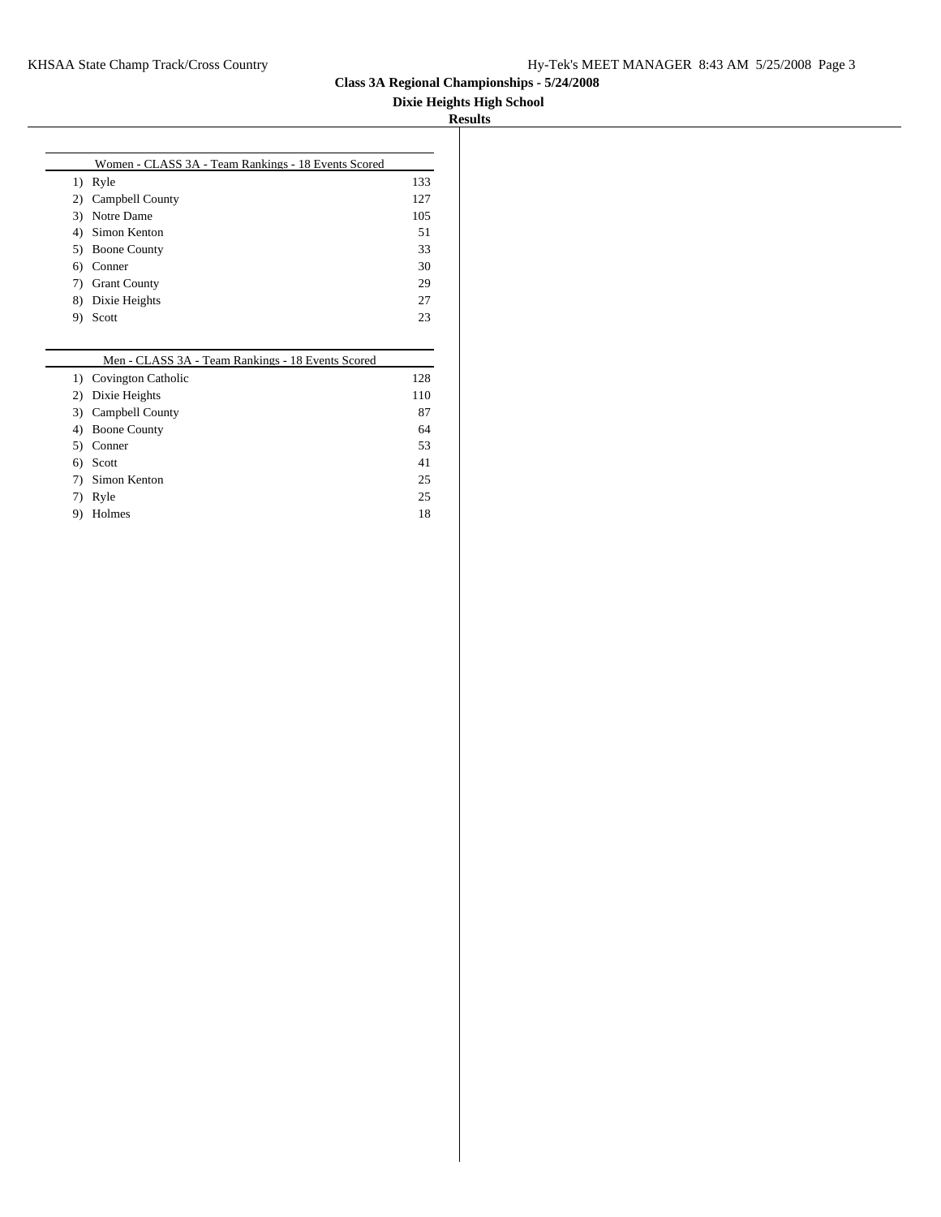**Class 3A Regional Championships - 5/24/2008**

**Dixie Heights High School**

**Results**

Women - CLASS 3A - Team Rankings - 18 Events Scored

| | | |
|---|---|---|
| 1) | Ryle | 133 |
| 2) | Campbell County | 127 |
| 3) | Notre Dame | 105 |
| 4) | Simon Kenton | 51 |
| 5) | Boone County | 33 |
| 6) | Conner | 30 |
| 7) | Grant County | 29 |
| 8) | Dixie Heights | 27 |
| 9) | Scott | 23 |

Men - CLASS 3A - Team Rankings - 18 Events Scored

| | | |
|---|---|---|
| 1) | Covington Catholic | 128 |
| 2) | Dixie Heights | 110 |
| 3) | Campbell County | 87 |
| 4) | Boone County | 64 |
| 5) | Conner | 53 |
| 6) | Scott | 41 |
| 7) | Simon Kenton | 25 |
| 7) | Ryle | 25 |
| 9) | Holmes | 18 |